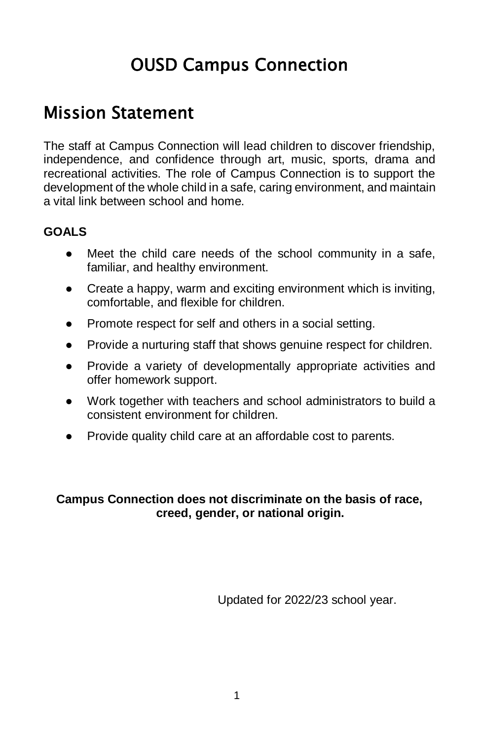# OUSD Campus Connection

## Mission Statement

The staff at Campus Connection will lead children to discover friendship, independence, and confidence through art, music, sports, drama and recreational activities. The role of Campus Connection is to support the development of the whole child in a safe, caring environment, and maintain a vital link between school and home.

**GOALS**

- Meet the child care needs of the school community in a safe, familiar, and healthy environment.
- Create a happy, warm and exciting environment which is inviting, comfortable, and flexible for children.
- Promote respect for self and others in a social setting.
- Provide a nurturing staff that shows genuine respect for children.
- Provide a variety of developmentally appropriate activities and offer homework support.
- Work together with teachers and school administrators to build a consistent environment for children.
- Provide quality child care at an affordable cost to parents.

**Campus Connection does not discriminate on the basis of race, creed, gender, or national origin.**

Updated for 2022/23 school year.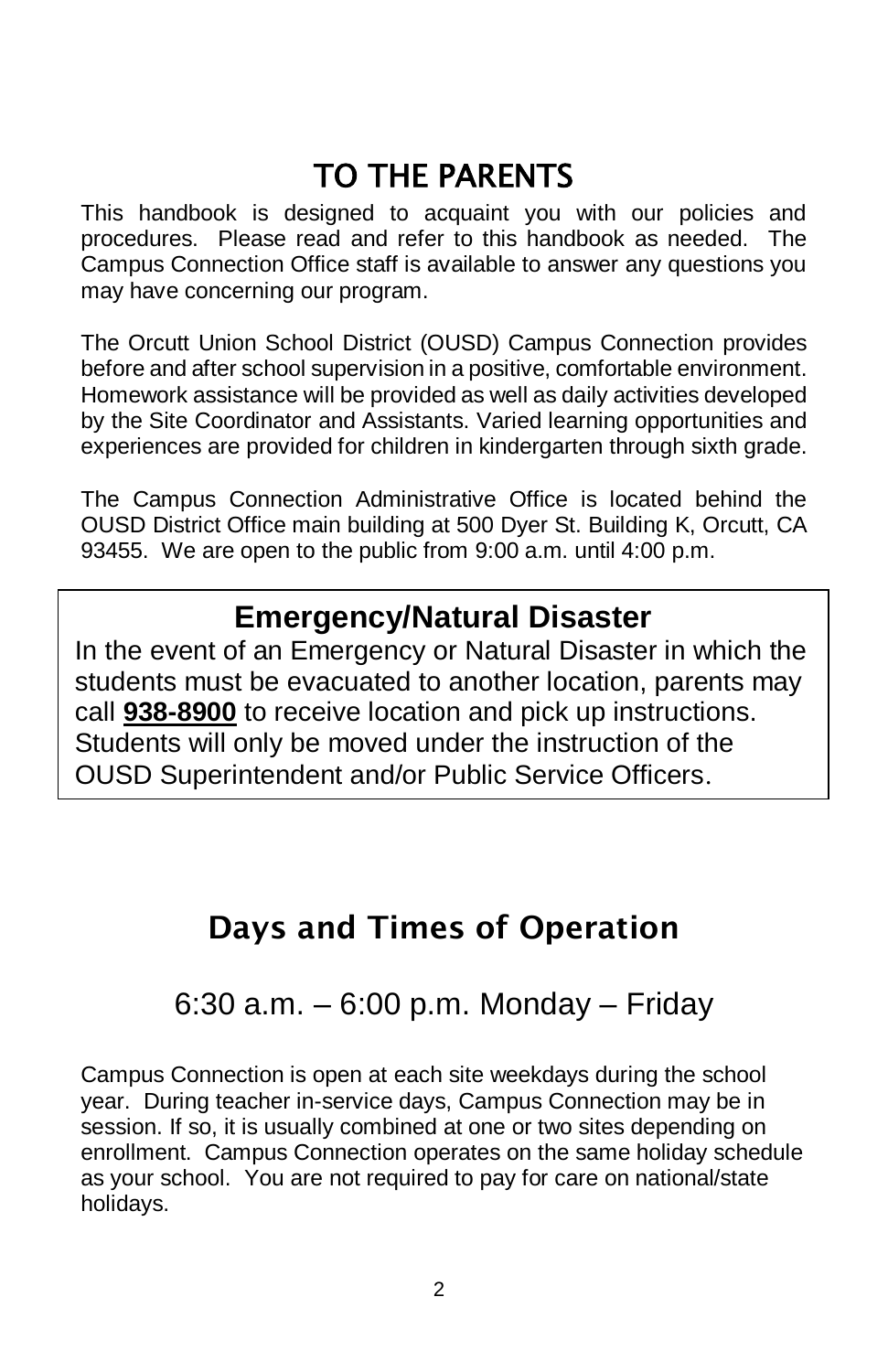# TO THE PARENTS

This handbook is designed to acquaint you with our policies and procedures. Please read and refer to this handbook as needed. The Campus Connection Office staff is available to answer any questions you may have concerning our program.

The Orcutt Union School District (OUSD) Campus Connection provides before and after school supervision in a positive, comfortable environment. Homework assistance will be provided as well as daily activities developed by the Site Coordinator and Assistants. Varied learning opportunities and experiences are provided for children in kindergarten through sixth grade.

The Campus Connection Administrative Office is located behind the OUSD District Office main building at 500 Dyer St. Building K, Orcutt, CA 93455. We are open to the public from 9:00 a.m. until 4:00 p.m.

## Emergency/Natural Disaster

In the event of an Emergency or Natural Disaster in which the students must be evacuated to another location, parents may call **938-8900** to receive location and pick up instructions. Students will only be moved under the instruction of the OUSD Superintendent and/or Public Service Officers.

## Days and Times of Operation

6:30 a.m. – 6:00 p.m. Monday – Friday

Campus Connection is open at each site weekdays during the school year. During teacher in-service days, Campus Connection may be in session. If so, it is usually combined at one or two sites depending on enrollment. Campus Connection operates on the same holiday schedule as your school. You are not required to pay for care on national/state holidays.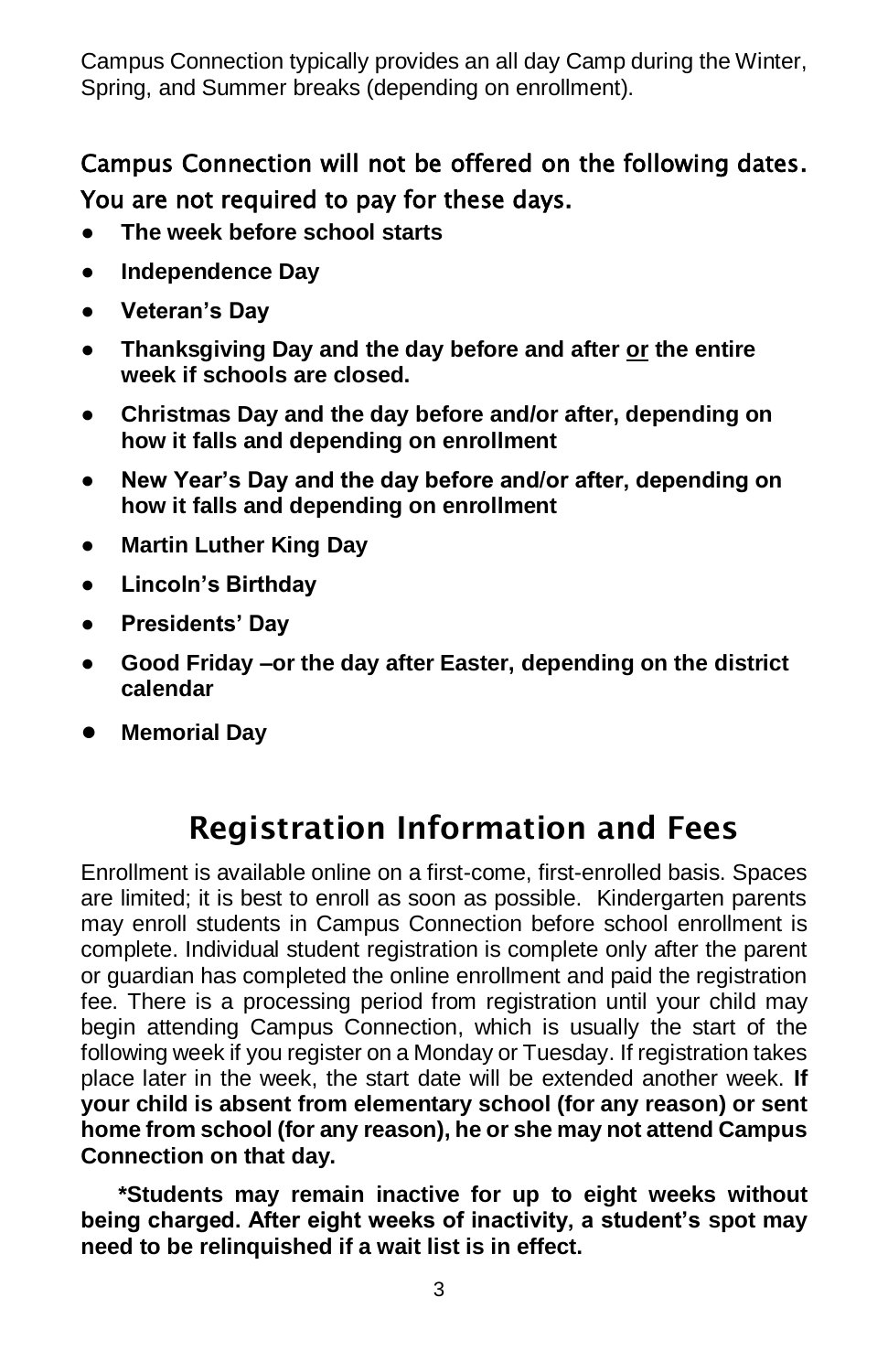Campus Connection typically provides an all day Camp during the Winter, Spring, and Summer breaks (depending on enrollment).

### Campus Connection will not be offered on the following dates. You are not required to pay for these days.

- **The week before school starts**
- **Independence Day**
- **Veteran's Day**
- **Thanksgiving Day and the day before and after <u>or</u> the entire week if schools are closed.**
- **Christmas Day and the day before and/or after, depending on how it falls and depending on enrollment**
- **New Year's Day and the day before and/or after, depending on how it falls and depending on enrollment**
- **Martin Luther King Day**
- **Lincoln's Birthday**
- **Presidents' Day**
- **Good Friday –or the day after Easter, depending on the district calendar**
- **Memorial Day**

## Registration Information and Fees

Enrollment is available online on a first-come, first-enrolled basis. Spaces are limited; it is best to enroll as soon as possible. Kindergarten parents may enroll students in Campus Connection before school enrollment is complete. Individual student registration is complete only after the parent or guardian has completed the online enrollment and paid the registration fee. There is a processing period from registration until your child may begin attending Campus Connection, which is usually the start of the following week if you register on a Monday or Tuesday. If registration takes place later in the week, the start date will be extended another week. **If your child is absent from elementary school (for any reason) or sent home from school (for any reason), he or she may not attend Campus Connection on that day.**

**\*Students may remain inactive for up to eight weeks without being charged. After eight weeks of inactivity, a student's spot may need to be relinquished if a wait list is in effect.**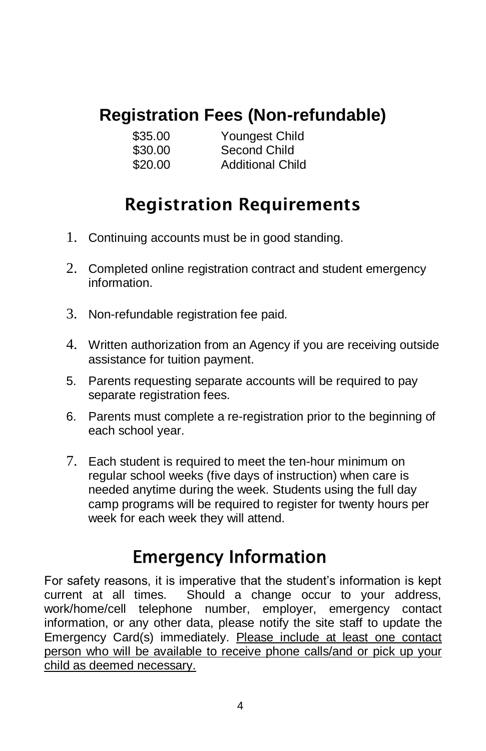## Registration Fees (Non-refundable)

| | |
|---|---|
| $35.00 | Youngest Child |
| $30.00 | Second Child |
| $20.00 | Additional Child |

## Registration Requirements

1. Continuing accounts must be in good standing.
2. Completed online registration contract and student emergency information.
3. Non-refundable registration fee paid.
4. Written authorization from an Agency if you are receiving outside assistance for tuition payment.
5. Parents requesting separate accounts will be required to pay separate registration fees.
6. Parents must complete a re-registration prior to the beginning of each school year.
7. Each student is required to meet the ten-hour minimum on regular school weeks (five days of instruction) when care is needed anytime during the week. Students using the full day camp programs will be required to register for twenty hours per week for each week they will attend.

## Emergency Information

For safety reasons, it is imperative that the student's information is kept current at all times. Should a change occur to your address, work/home/cell telephone number, employer, emergency contact information, or any other data, please notify the site staff to update the Emergency Card(s) immediately. <u>Please include at least one contact person who will be available to receive phone calls/and or pick up your child as deemed necessary.</u>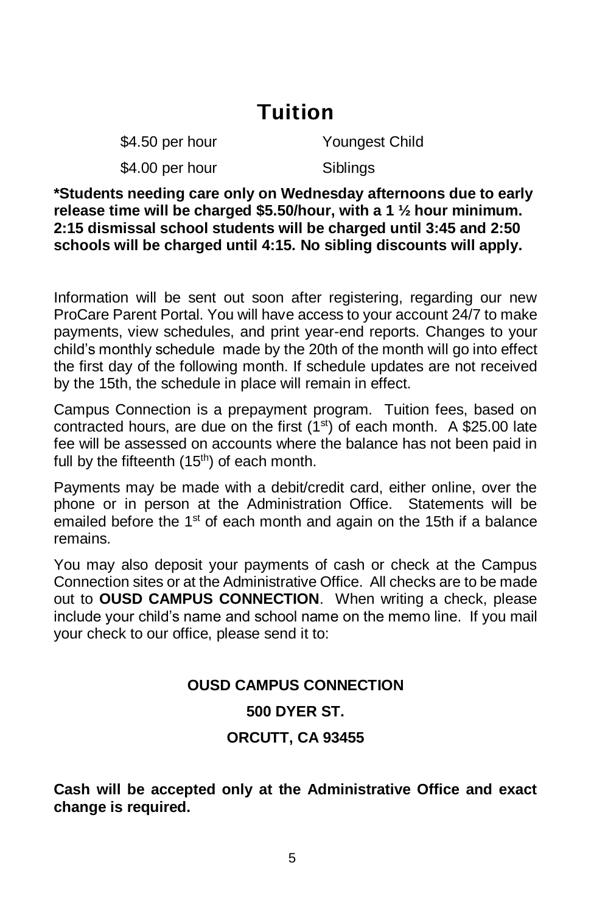# Tuition

| | |
|---|---|
| \$4.50 per hour | Youngest Child |
| \$4.00 per hour | Siblings |

**\*Students needing care only on Wednesday afternoons due to early release time will be charged \$5.50/hour, with a 1 ½ hour minimum. 2:15 dismissal school students will be charged until 3:45 and 2:50 schools will be charged until 4:15. No sibling discounts will apply.**

Information will be sent out soon after registering, regarding our new ProCare Parent Portal. You will have access to your account 24/7 to make payments, view schedules, and print year-end reports. Changes to your child's monthly schedule made by the 20th of the month will go into effect the first day of the following month. If schedule updates are not received by the 15th, the schedule in place will remain in effect.

Campus Connection is a prepayment program. Tuition fees, based on contracted hours, are due on the first (1st) of each month. A \$25.00 late fee will be assessed on accounts where the balance has not been paid in full by the fifteenth (15th) of each month.

Payments may be made with a debit/credit card, either online, over the phone or in person at the Administration Office. Statements will be emailed before the 1st of each month and again on the 15th if a balance remains.

You may also deposit your payments of cash or check at the Campus Connection sites or at the Administrative Office. All checks are to be made out to **OUSD CAMPUS CONNECTION**. When writing a check, please include your child's name and school name on the memo line. If you mail your check to our office, please send it to:

**OUSD CAMPUS CONNECTION**

**500 DYER ST.**

**ORCUTT, CA 93455**

**Cash will be accepted only at the Administrative Office and exact change is required.**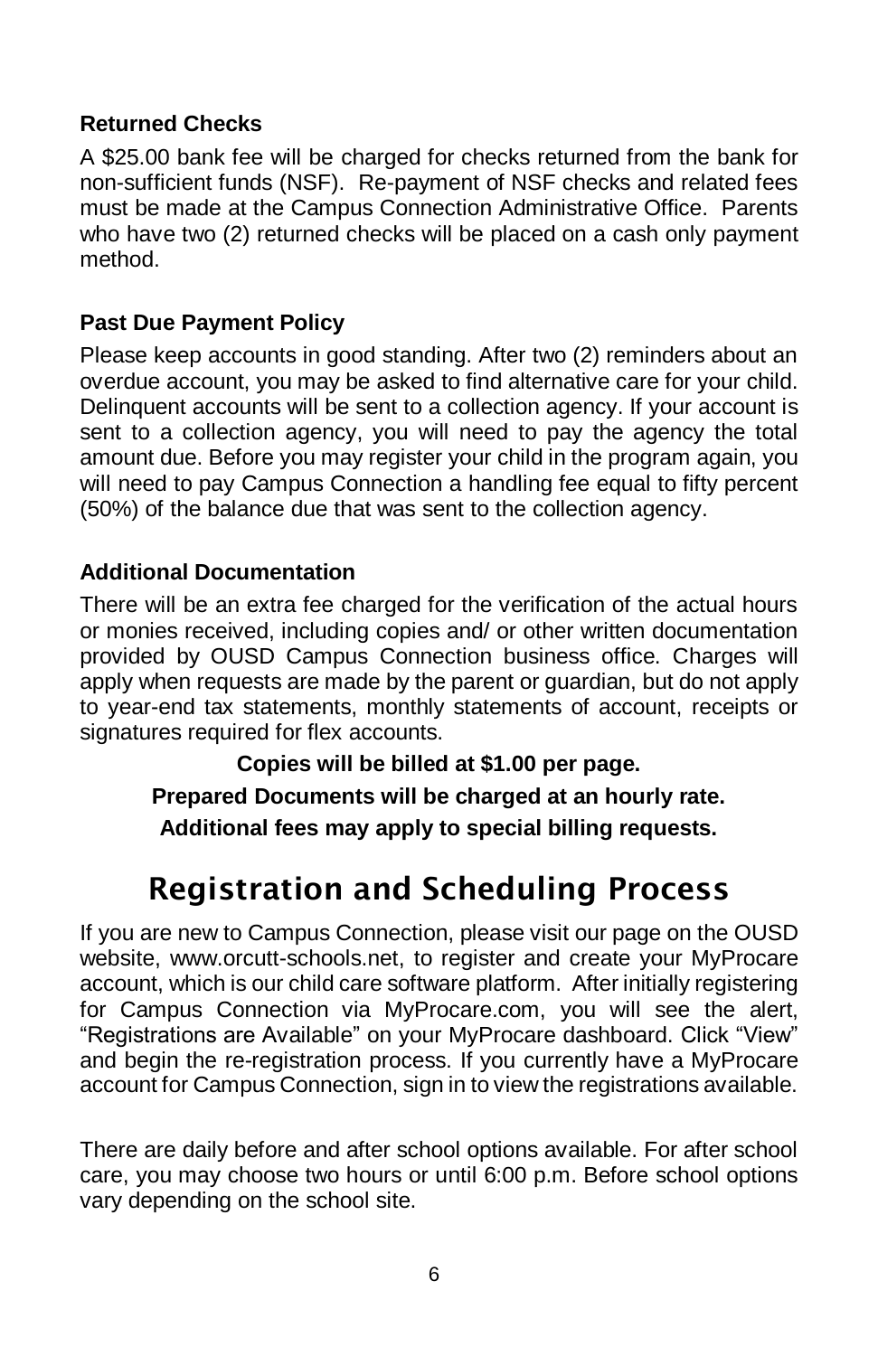### Returned Checks

A $25.00 bank fee will be charged for checks returned from the bank for non-sufficient funds (NSF). Re-payment of NSF checks and related fees must be made at the Campus Connection Administrative Office. Parents who have two (2) returned checks will be placed on a cash only payment method.

### Past Due Payment Policy

Please keep accounts in good standing. After two (2) reminders about an overdue account, you may be asked to find alternative care for your child. Delinquent accounts will be sent to a collection agency. If your account is sent to a collection agency, you will need to pay the agency the total amount due. Before you may register your child in the program again, you will need to pay Campus Connection a handling fee equal to fifty percent (50%) of the balance due that was sent to the collection agency.

### Additional Documentation

There will be an extra fee charged for the verification of the actual hours or monies received, including copies and/ or other written documentation provided by OUSD Campus Connection business office. Charges will apply when requests are made by the parent or guardian, but do not apply to year-end tax statements, monthly statements of account, receipts or signatures required for flex accounts.

**Copies will be billed at $1.00 per page.**

**Prepared Documents will be charged at an hourly rate.**

**Additional fees may apply to special billing requests.**

## Registration and Scheduling Process

If you are new to Campus Connection, please visit our page on the OUSD website, www.orcutt-schools.net, to register and create your MyProcare account, which is our child care software platform. After initially registering for Campus Connection via MyProcare.com, you will see the alert, "Registrations are Available" on your MyProcare dashboard. Click "View" and begin the re-registration process. If you currently have a MyProcare account for Campus Connection, sign in to view the registrations available.

There are daily before and after school options available. For after school care, you may choose two hours or until 6:00 p.m. Before school options vary depending on the school site.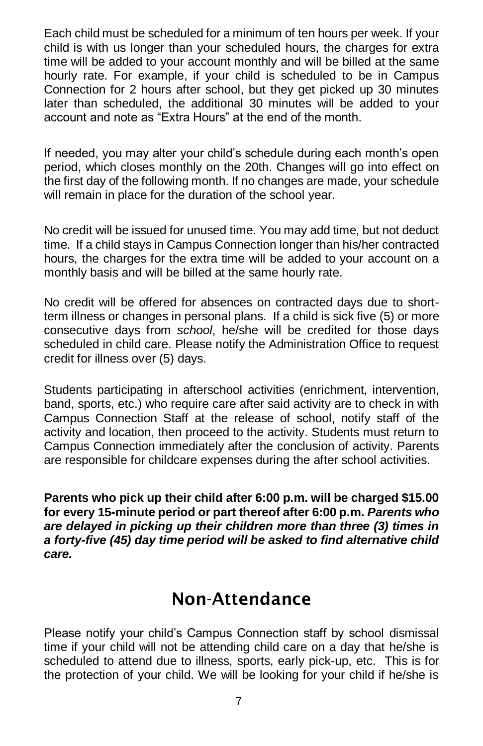Each child must be scheduled for a minimum of ten hours per week. If your child is with us longer than your scheduled hours, the charges for extra time will be added to your account monthly and will be billed at the same hourly rate. For example, if your child is scheduled to be in Campus Connection for 2 hours after school, but they get picked up 30 minutes later than scheduled, the additional 30 minutes will be added to your account and note as "Extra Hours" at the end of the month.

If needed, you may alter your child's schedule during each month's open period, which closes monthly on the 20th. Changes will go into effect on the first day of the following month. If no changes are made, your schedule will remain in place for the duration of the school year.

No credit will be issued for unused time. You may add time, but not deduct time. If a child stays in Campus Connection longer than his/her contracted hours, the charges for the extra time will be added to your account on a monthly basis and will be billed at the same hourly rate.

No credit will be offered for absences on contracted days due to short-term illness or changes in personal plans. If a child is sick five (5) or more consecutive days from *school*, he/she will be credited for those days scheduled in child care. Please notify the Administration Office to request credit for illness over (5) days.

Students participating in afterschool activities (enrichment, intervention, band, sports, etc.) who require care after said activity are to check in with Campus Connection Staff at the release of school, notify staff of the activity and location, then proceed to the activity. Students must return to Campus Connection immediately after the conclusion of activity. Parents are responsible for childcare expenses during the after school activities.

**Parents who pick up their child after 6:00 p.m. will be charged $15.00 for every 15-minute period or part thereof after 6:00 p.m.** ***Parents who are delayed in picking up their children more than three (3) times in a forty-five (45) day time period will be asked to find alternative child care.***

# Non-Attendance

Please notify your child's Campus Connection staff by school dismissal time if your child will not be attending child care on a day that he/she is scheduled to attend due to illness, sports, early pick-up, etc. This is for the protection of your child. We will be looking for your child if he/she is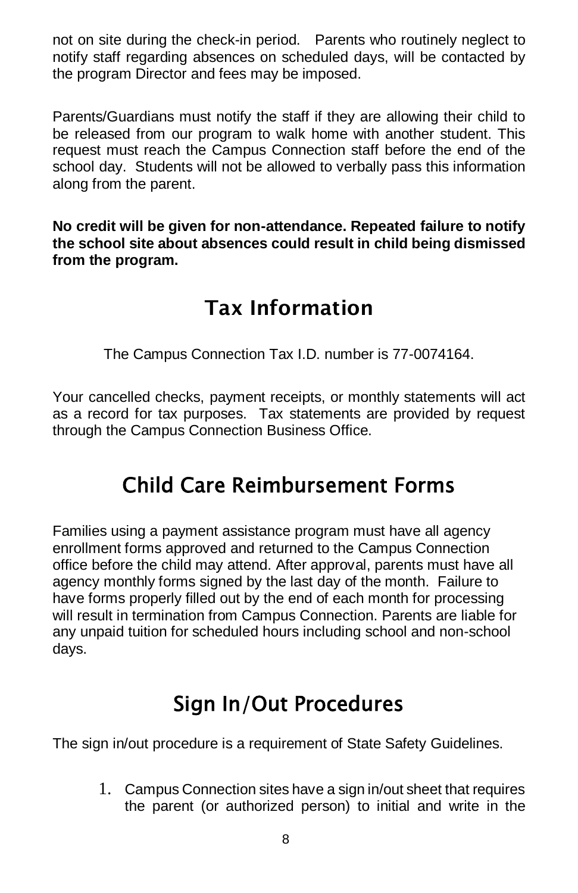not on site during the check-in period. Parents who routinely neglect to notify staff regarding absences on scheduled days, will be contacted by the program Director and fees may be imposed.

Parents/Guardians must notify the staff if they are allowing their child to be released from our program to walk home with another student. This request must reach the Campus Connection staff before the end of the school day. Students will not be allowed to verbally pass this information along from the parent.

**No credit will be given for non-attendance. Repeated failure to notify the school site about absences could result in child being dismissed from the program.**

## Tax Information

The Campus Connection Tax I.D. number is 77-0074164.

Your cancelled checks, payment receipts, or monthly statements will act as a record for tax purposes. Tax statements are provided by request through the Campus Connection Business Office.

## Child Care Reimbursement Forms

Families using a payment assistance program must have all agency enrollment forms approved and returned to the Campus Connection office before the child may attend. After approval, parents must have all agency monthly forms signed by the last day of the month. Failure to have forms properly filled out by the end of each month for processing will result in termination from Campus Connection. Parents are liable for any unpaid tuition for scheduled hours including school and non-school days.

## Sign In/Out Procedures

The sign in/out procedure is a requirement of State Safety Guidelines.

1. Campus Connection sites have a sign in/out sheet that requires the parent (or authorized person) to initial and write in the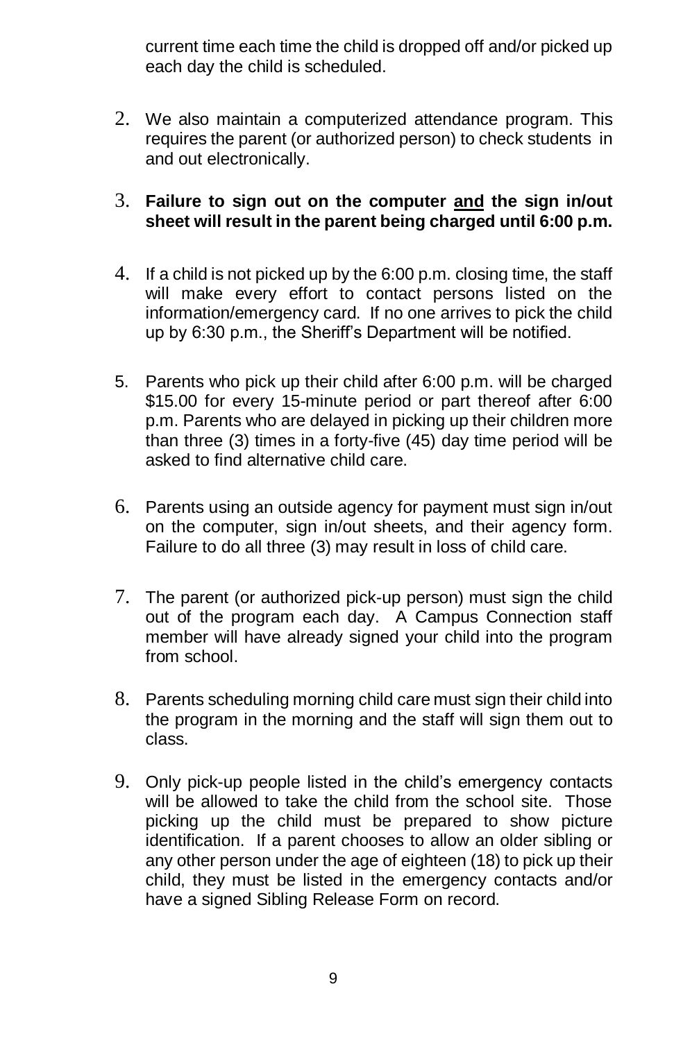current time each time the child is dropped off and/or picked up each day the child is scheduled.

2. We also maintain a computerized attendance program. This requires the parent (or authorized person) to check students in and out electronically.

3. **Failure to sign out on the computer <u>and</u> the sign in/out sheet will result in the parent being charged until 6:00 p.m.**

4. If a child is not picked up by the 6:00 p.m. closing time, the staff will make every effort to contact persons listed on the information/emergency card. If no one arrives to pick the child up by 6:30 p.m., the Sheriff's Department will be notified.

5. Parents who pick up their child after 6:00 p.m. will be charged $15.00 for every 15-minute period or part thereof after 6:00 p.m. Parents who are delayed in picking up their children more than three (3) times in a forty-five (45) day time period will be asked to find alternative child care.

6. Parents using an outside agency for payment must sign in/out on the computer, sign in/out sheets, and their agency form. Failure to do all three (3) may result in loss of child care.

7. The parent (or authorized pick-up person) must sign the child out of the program each day. A Campus Connection staff member will have already signed your child into the program from school.

8. Parents scheduling morning child care must sign their child into the program in the morning and the staff will sign them out to class.

9. Only pick-up people listed in the child's emergency contacts will be allowed to take the child from the school site. Those picking up the child must be prepared to show picture identification. If a parent chooses to allow an older sibling or any other person under the age of eighteen (18) to pick up their child, they must be listed in the emergency contacts and/or have a signed Sibling Release Form on record.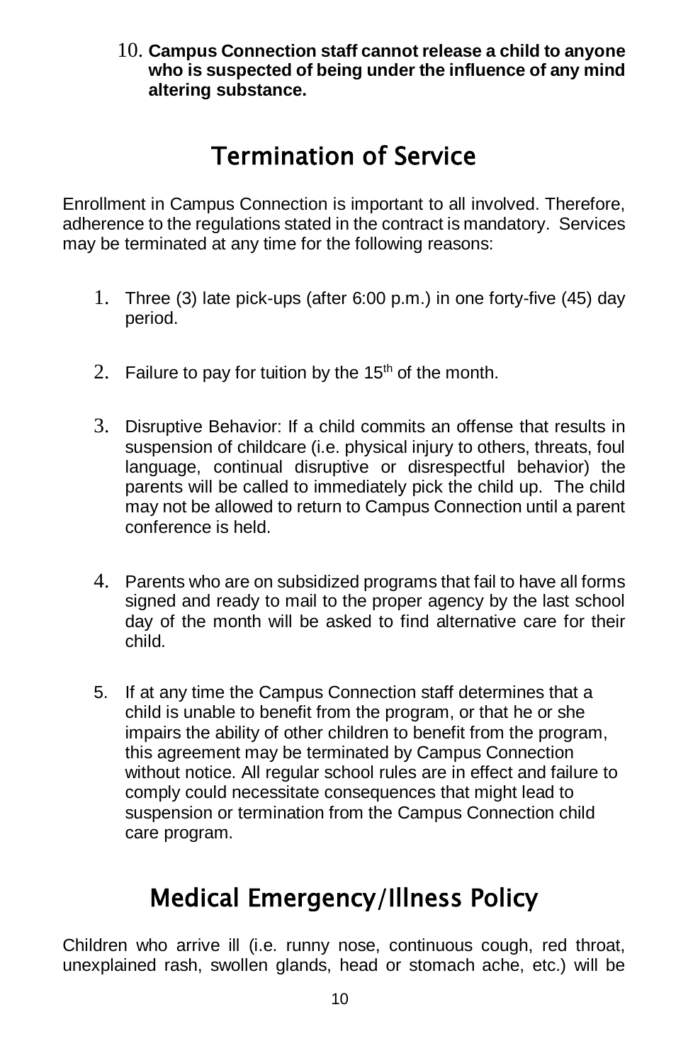10. **Campus Connection staff cannot release a child to anyone who is suspected of being under the influence of any mind altering substance.**

## Termination of Service

Enrollment in Campus Connection is important to all involved. Therefore, adherence to the regulations stated in the contract is mandatory. Services may be terminated at any time for the following reasons:

1. Three (3) late pick-ups (after 6:00 p.m.) in one forty-five (45) day period.

2. Failure to pay for tuition by the 15th of the month.

3. Disruptive Behavior: If a child commits an offense that results in suspension of childcare (i.e. physical injury to others, threats, foul language, continual disruptive or disrespectful behavior) the parents will be called to immediately pick the child up. The child may not be allowed to return to Campus Connection until a parent conference is held.

4. Parents who are on subsidized programs that fail to have all forms signed and ready to mail to the proper agency by the last school day of the month will be asked to find alternative care for their child.

5. If at any time the Campus Connection staff determines that a child is unable to benefit from the program, or that he or she impairs the ability of other children to benefit from the program, this agreement may be terminated by Campus Connection without notice. All regular school rules are in effect and failure to comply could necessitate consequences that might lead to suspension or termination from the Campus Connection child care program.

## Medical Emergency/Illness Policy

Children who arrive ill (i.e. runny nose, continuous cough, red throat, unexplained rash, swollen glands, head or stomach ache, etc.) will be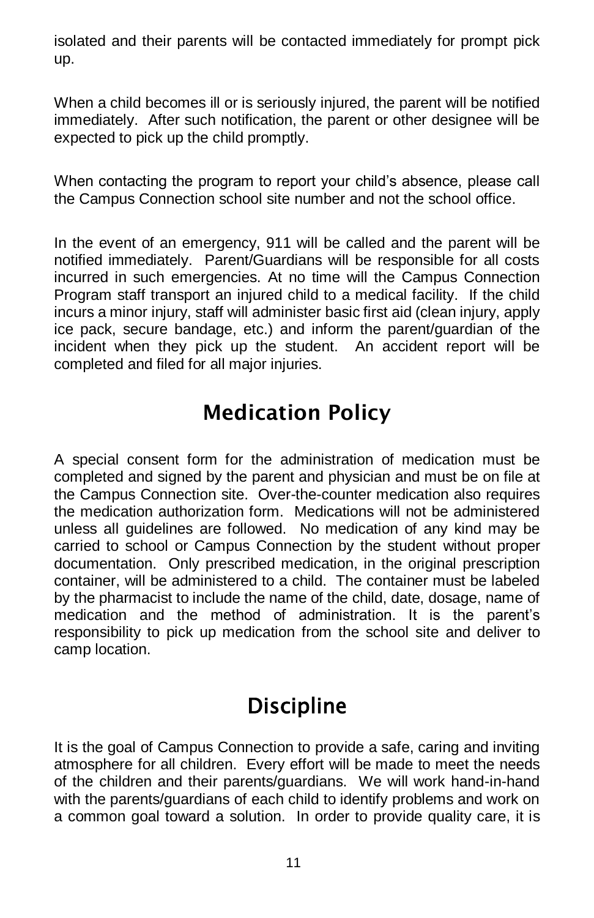isolated and their parents will be contacted immediately for prompt pick up.

When a child becomes ill or is seriously injured, the parent will be notified immediately. After such notification, the parent or other designee will be expected to pick up the child promptly.

When contacting the program to report your child's absence, please call the Campus Connection school site number and not the school office.

In the event of an emergency, 911 will be called and the parent will be notified immediately. Parent/Guardians will be responsible for all costs incurred in such emergencies. At no time will the Campus Connection Program staff transport an injured child to a medical facility. If the child incurs a minor injury, staff will administer basic first aid (clean injury, apply ice pack, secure bandage, etc.) and inform the parent/guardian of the incident when they pick up the student. An accident report will be completed and filed for all major injuries.

## Medication Policy

A special consent form for the administration of medication must be completed and signed by the parent and physician and must be on file at the Campus Connection site. Over-the-counter medication also requires the medication authorization form. Medications will not be administered unless all guidelines are followed. No medication of any kind may be carried to school or Campus Connection by the student without proper documentation. Only prescribed medication, in the original prescription container, will be administered to a child. The container must be labeled by the pharmacist to include the name of the child, date, dosage, name of medication and the method of administration. It is the parent's responsibility to pick up medication from the school site and deliver to camp location.

## Discipline

It is the goal of Campus Connection to provide a safe, caring and inviting atmosphere for all children. Every effort will be made to meet the needs of the children and their parents/guardians. We will work hand-in-hand with the parents/guardians of each child to identify problems and work on a common goal toward a solution. In order to provide quality care, it is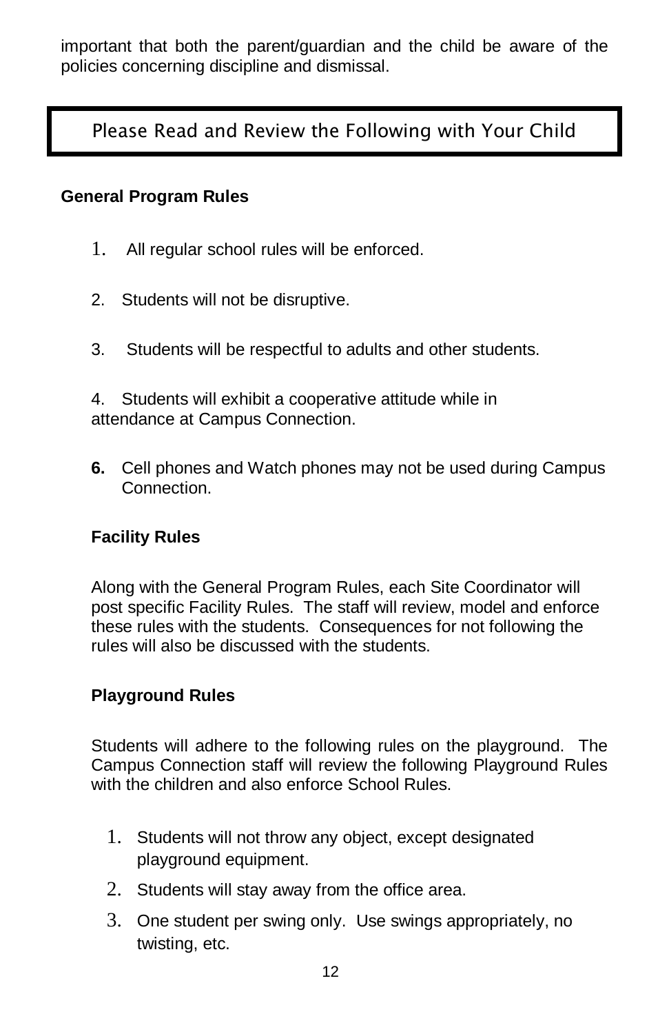important that both the parent/guardian and the child be aware of the policies concerning discipline and dismissal.

## Please Read and Review the Following with Your Child

### General Program Rules

1. All regular school rules will be enforced.

2. Students will not be disruptive.

3. Students will be respectful to adults and other students.

4. Students will exhibit a cooperative attitude while in attendance at Campus Connection.

6. Cell phones and Watch phones may not be used during Campus Connection.

### Facility Rules

Along with the General Program Rules, each Site Coordinator will post specific Facility Rules. The staff will review, model and enforce these rules with the students. Consequences for not following the rules will also be discussed with the students.

### Playground Rules

Students will adhere to the following rules on the playground. The Campus Connection staff will review the following Playground Rules with the children and also enforce School Rules.

1. Students will not throw any object, except designated playground equipment.
2. Students will stay away from the office area.
3. One student per swing only. Use swings appropriately, no twisting, etc.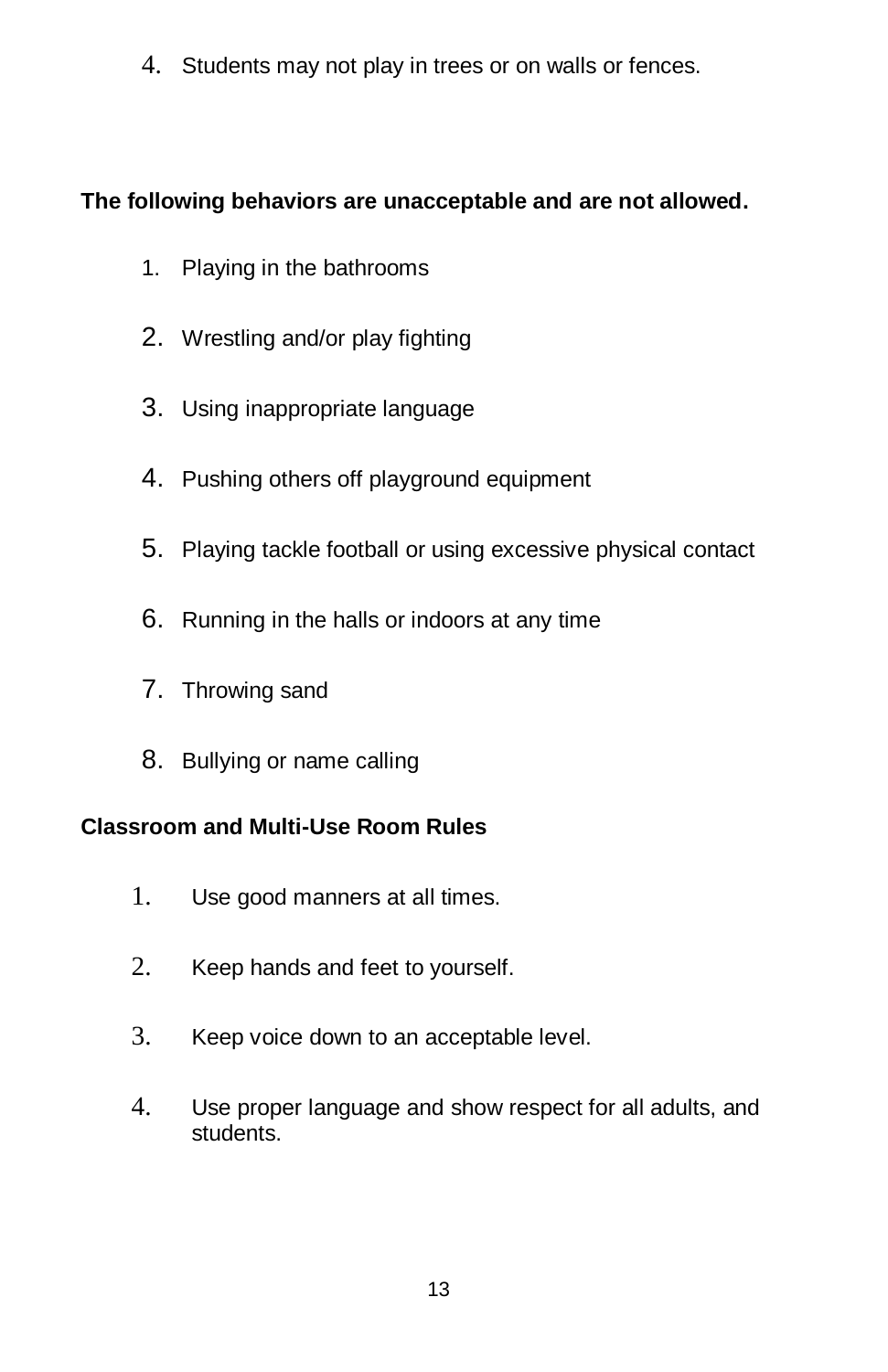4. Students may not play in trees or on walls or fences.

**The following behaviors are unacceptable and are not allowed.**

1. Playing in the bathrooms
2. Wrestling and/or play fighting
3. Using inappropriate language
4. Pushing others off playground equipment
5. Playing tackle football or using excessive physical contact
6. Running in the halls or indoors at any time
7. Throwing sand
8. Bullying or name calling

**Classroom and Multi-Use Room Rules**

1. Use good manners at all times.
2. Keep hands and feet to yourself.
3. Keep voice down to an acceptable level.
4. Use proper language and show respect for all adults, and students.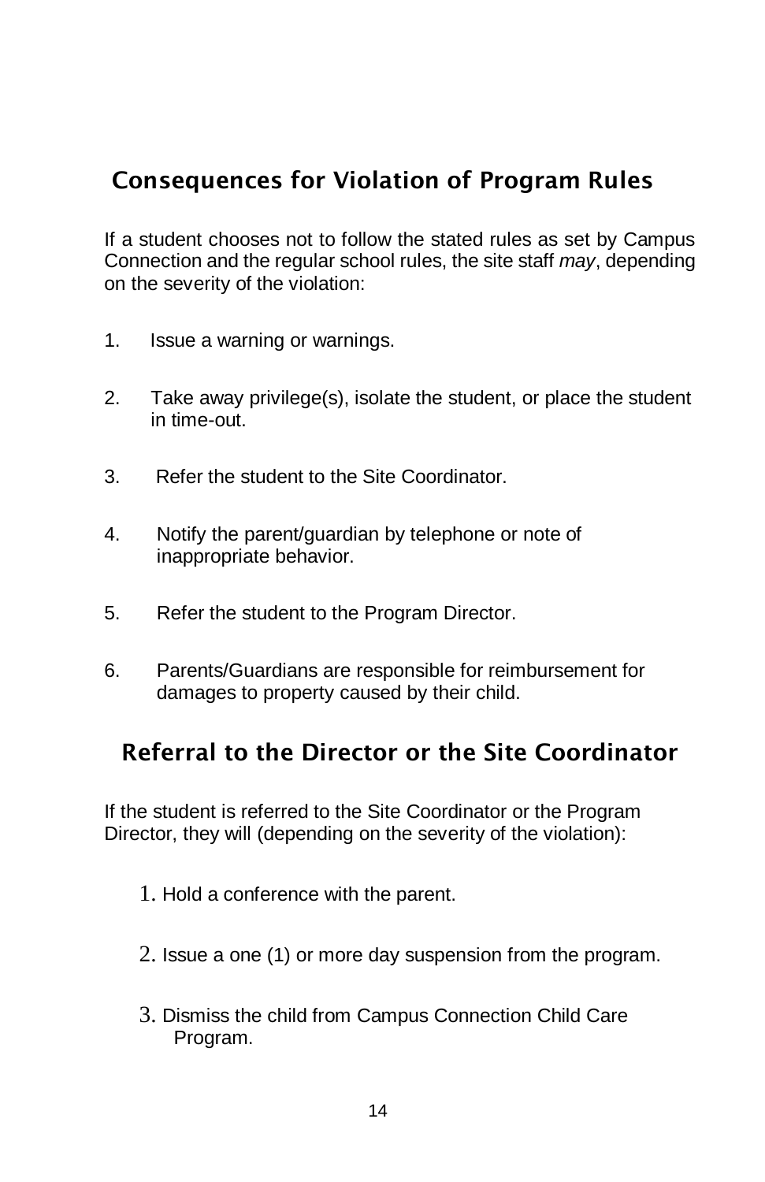## Consequences for Violation of Program Rules

If a student chooses not to follow the stated rules as set by Campus Connection and the regular school rules, the site staff *may*, depending on the severity of the violation:

1. Issue a warning or warnings.
2. Take away privilege(s), isolate the student, or place the student in time-out.
3. Refer the student to the Site Coordinator.
4. Notify the parent/guardian by telephone or note of inappropriate behavior.
5. Refer the student to the Program Director.
6. Parents/Guardians are responsible for reimbursement for damages to property caused by their child.

## Referral to the Director or the Site Coordinator

If the student is referred to the Site Coordinator or the Program Director, they will (depending on the severity of the violation):

1. Hold a conference with the parent.
2. Issue a one (1) or more day suspension from the program.
3. Dismiss the child from Campus Connection Child Care Program.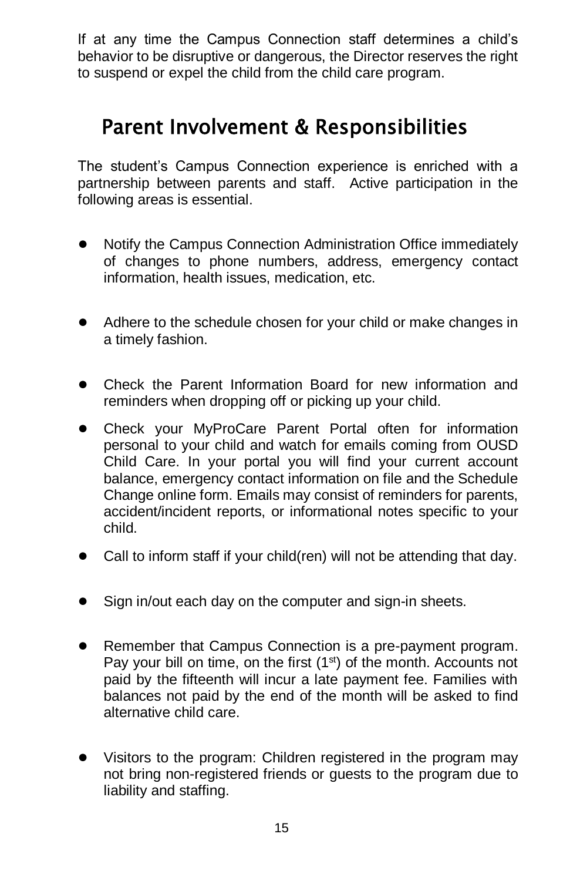If at any time the Campus Connection staff determines a child's behavior to be disruptive or dangerous, the Director reserves the right to suspend or expel the child from the child care program.

## Parent Involvement & Responsibilities

The student's Campus Connection experience is enriched with a partnership between parents and staff. Active participation in the following areas is essential.

- Notify the Campus Connection Administration Office immediately of changes to phone numbers, address, emergency contact information, health issues, medication, etc.
- Adhere to the schedule chosen for your child or make changes in a timely fashion.
- Check the Parent Information Board for new information and reminders when dropping off or picking up your child.
- Check your MyProCare Parent Portal often for information personal to your child and watch for emails coming from OUSD Child Care. In your portal you will find your current account balance, emergency contact information on file and the Schedule Change online form. Emails may consist of reminders for parents, accident/incident reports, or informational notes specific to your child.
- Call to inform staff if your child(ren) will not be attending that day.
- Sign in/out each day on the computer and sign-in sheets.
- Remember that Campus Connection is a pre-payment program. Pay your bill on time, on the first (1st) of the month. Accounts not paid by the fifteenth will incur a late payment fee. Families with balances not paid by the end of the month will be asked to find alternative child care.
- Visitors to the program: Children registered in the program may not bring non-registered friends or guests to the program due to liability and staffing.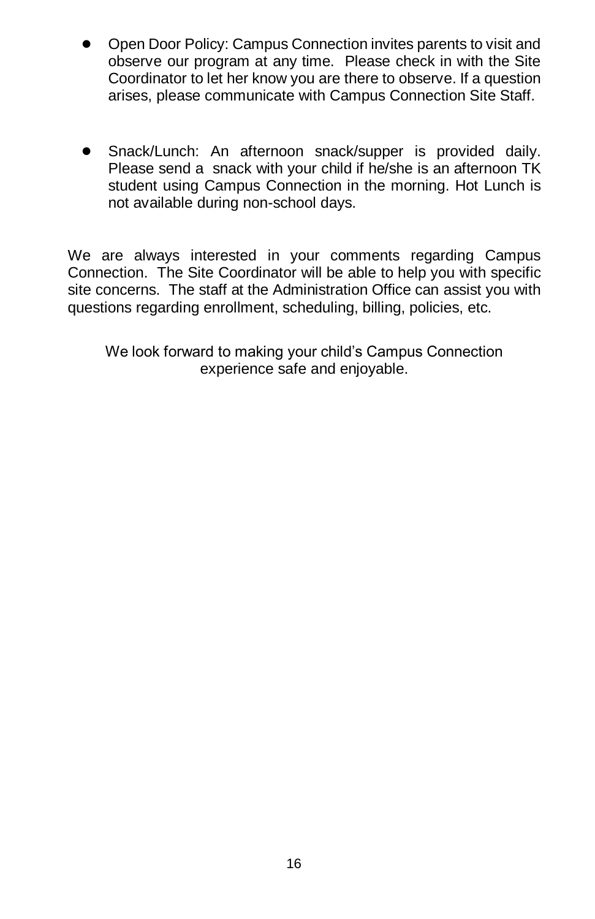- Open Door Policy: Campus Connection invites parents to visit and observe our program at any time. Please check in with the Site Coordinator to let her know you are there to observe. If a question arises, please communicate with Campus Connection Site Staff.

- Snack/Lunch: An afternoon snack/supper is provided daily. Please send a snack with your child if he/she is an afternoon TK student using Campus Connection in the morning. Hot Lunch is not available during non-school days.

We are always interested in your comments regarding Campus Connection. The Site Coordinator will be able to help you with specific site concerns. The staff at the Administration Office can assist you with questions regarding enrollment, scheduling, billing, policies, etc.

We look forward to making your child's Campus Connection experience safe and enjoyable.